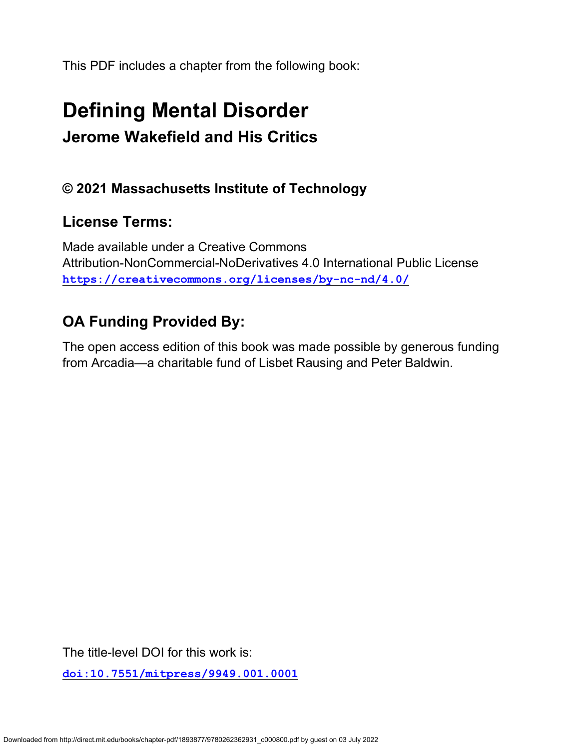This PDF includes a chapter from the following book:

# Defining Mental Disorder

## Jerome Wakefield and His Critics

### © 2021 Massachusetts Institute of Technology

### License Terms:

Made available under a Creative Commons Attribution-NonCommercial-NoDerivatives 4.0 International Public License
**https://creativecommons.org/licenses/by-nc-nd/4.0/**

### OA Funding Provided By:

The open access edition of this book was made possible by generous funding from Arcadia—a charitable fund of Lisbet Rausing and Peter Baldwin.

The title-level DOI for this work is:

**doi:10.7551/mitpress/9949.001.0001**

Downloaded from http://direct.mit.edu/books/chapter-pdf/1893877/9780262362931_c000800.pdf by guest on 03 July 2022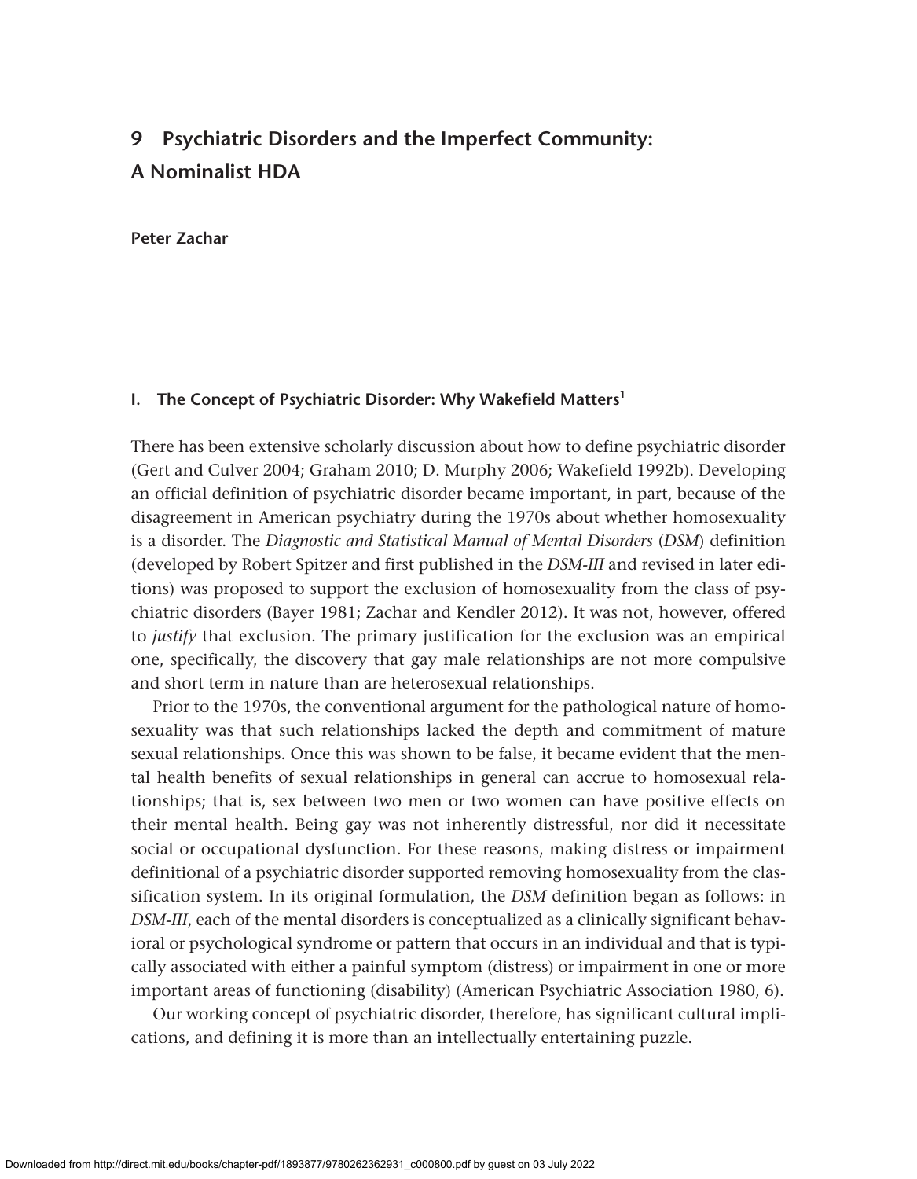# 9 Psychiatric Disorders and the Imperfect Community: A Nominalist HDA

**Peter Zachar**

## I. The Concept of Psychiatric Disorder: Why Wakefield Matters[1]

There has been extensive scholarly discussion about how to define psychiatric disorder (Gert and Culver 2004; Graham 2010; D. Murphy 2006; Wakefield 1992b). Developing an official definition of psychiatric disorder became important, in part, because of the disagreement in American psychiatry during the 1970s about whether homosexuality is a disorder. The *Diagnostic and Statistical Manual of Mental Disorders* (*DSM*) definition (developed by Robert Spitzer and first published in the *DSM-III* and revised in later editions) was proposed to support the exclusion of homosexuality from the class of psychiatric disorders (Bayer 1981; Zachar and Kendler 2012). It was not, however, offered to *justify* that exclusion. The primary justification for the exclusion was an empirical one, specifically, the discovery that gay male relationships are not more compulsive and short term in nature than are heterosexual relationships.

Prior to the 1970s, the conventional argument for the pathological nature of homosexuality was that such relationships lacked the depth and commitment of mature sexual relationships. Once this was shown to be false, it became evident that the mental health benefits of sexual relationships in general can accrue to homosexual relationships; that is, sex between two men or two women can have positive effects on their mental health. Being gay was not inherently distressful, nor did it necessitate social or occupational dysfunction. For these reasons, making distress or impairment definitional of a psychiatric disorder supported removing homosexuality from the classification system. In its original formulation, the *DSM* definition began as follows: in *DSM-III*, each of the mental disorders is conceptualized as a clinically significant behavioral or psychological syndrome or pattern that occurs in an individual and that is typically associated with either a painful symptom (distress) or impairment in one or more important areas of functioning (disability) (American Psychiatric Association 1980, 6).

Our working concept of psychiatric disorder, therefore, has significant cultural implications, and defining it is more than an intellectually entertaining puzzle.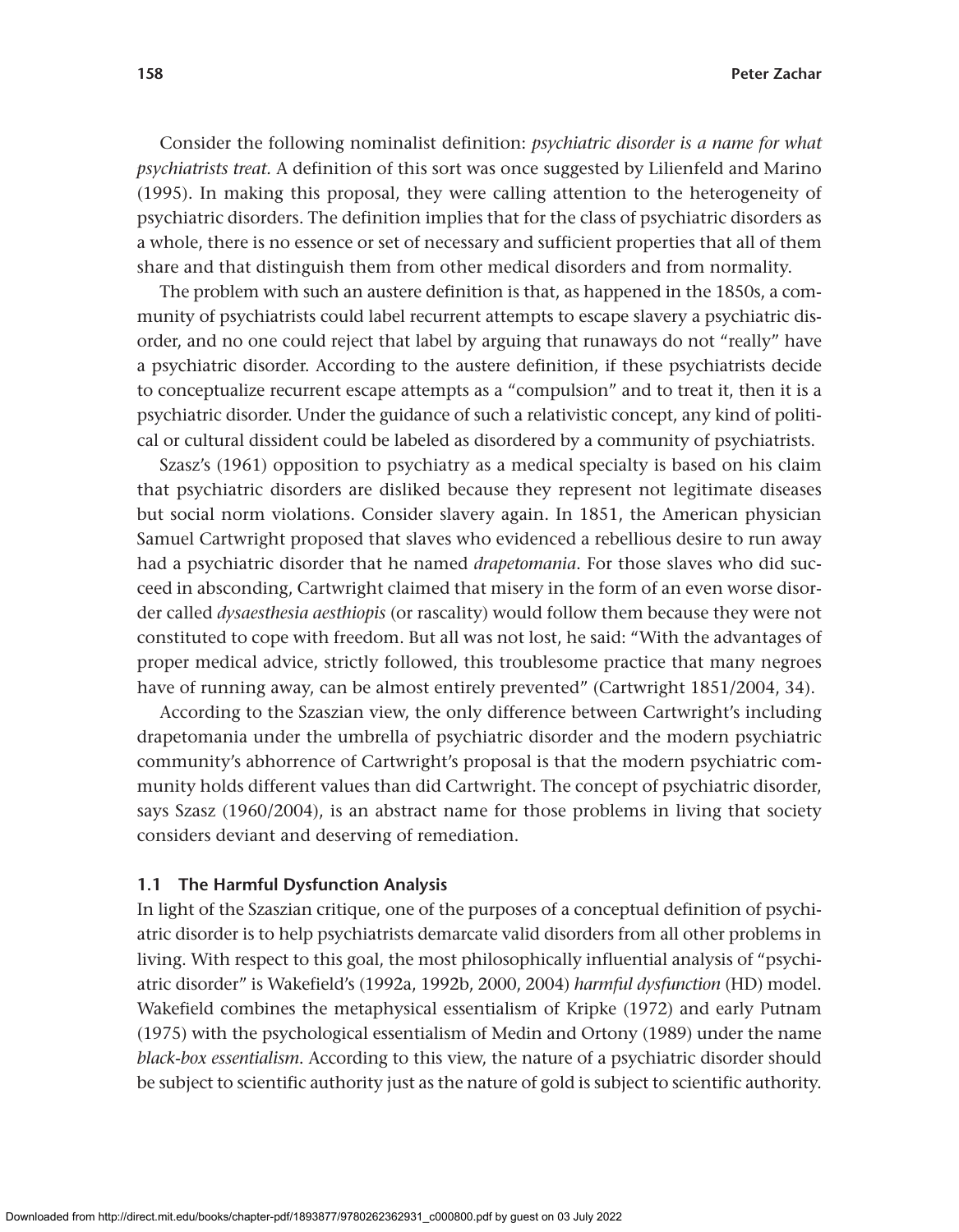Consider the following nominalist definition: *psychiatric disorder is a name for what psychiatrists treat.* A definition of this sort was once suggested by Lilienfeld and Marino (1995). In making this proposal, they were calling attention to the heterogeneity of psychiatric disorders. The definition implies that for the class of psychiatric disorders as a whole, there is no essence or set of necessary and sufficient properties that all of them share and that distinguish them from other medical disorders and from normality.

The problem with such an austere definition is that, as happened in the 1850s, a community of psychiatrists could label recurrent attempts to escape slavery a psychiatric disorder, and no one could reject that label by arguing that runaways do not "really" have a psychiatric disorder. According to the austere definition, if these psychiatrists decide to conceptualize recurrent escape attempts as a "compulsion" and to treat it, then it is a psychiatric disorder. Under the guidance of such a relativistic concept, any kind of political or cultural dissident could be labeled as disordered by a community of psychiatrists.

Szasz's (1961) opposition to psychiatry as a medical specialty is based on his claim that psychiatric disorders are disliked because they represent not legitimate diseases but social norm violations. Consider slavery again. In 1851, the American physician Samuel Cartwright proposed that slaves who evidenced a rebellious desire to run away had a psychiatric disorder that he named *drapetomania*. For those slaves who did succeed in absconding, Cartwright claimed that misery in the form of an even worse disorder called *dysaesthesia aesthiopis* (or rascality) would follow them because they were not constituted to cope with freedom. But all was not lost, he said: "With the advantages of proper medical advice, strictly followed, this troublesome practice that many negroes have of running away, can be almost entirely prevented" (Cartwright 1851/2004, 34).

According to the Szaszian view, the only difference between Cartwright's including drapetomania under the umbrella of psychiatric disorder and the modern psychiatric community's abhorrence of Cartwright's proposal is that the modern psychiatric community holds different values than did Cartwright. The concept of psychiatric disorder, says Szasz (1960/2004), is an abstract name for those problems in living that society considers deviant and deserving of remediation.

### 1.1 The Harmful Dysfunction Analysis

In light of the Szaszian critique, one of the purposes of a conceptual definition of psychiatric disorder is to help psychiatrists demarcate valid disorders from all other problems in living. With respect to this goal, the most philosophically influential analysis of "psychiatric disorder" is Wakefield's (1992a, 1992b, 2000, 2004) *harmful dysfunction* (HD) model. Wakefield combines the metaphysical essentialism of Kripke (1972) and early Putnam (1975) with the psychological essentialism of Medin and Ortony (1989) under the name *black-box essentialism*. According to this view, the nature of a psychiatric disorder should be subject to scientific authority just as the nature of gold is subject to scientific authority.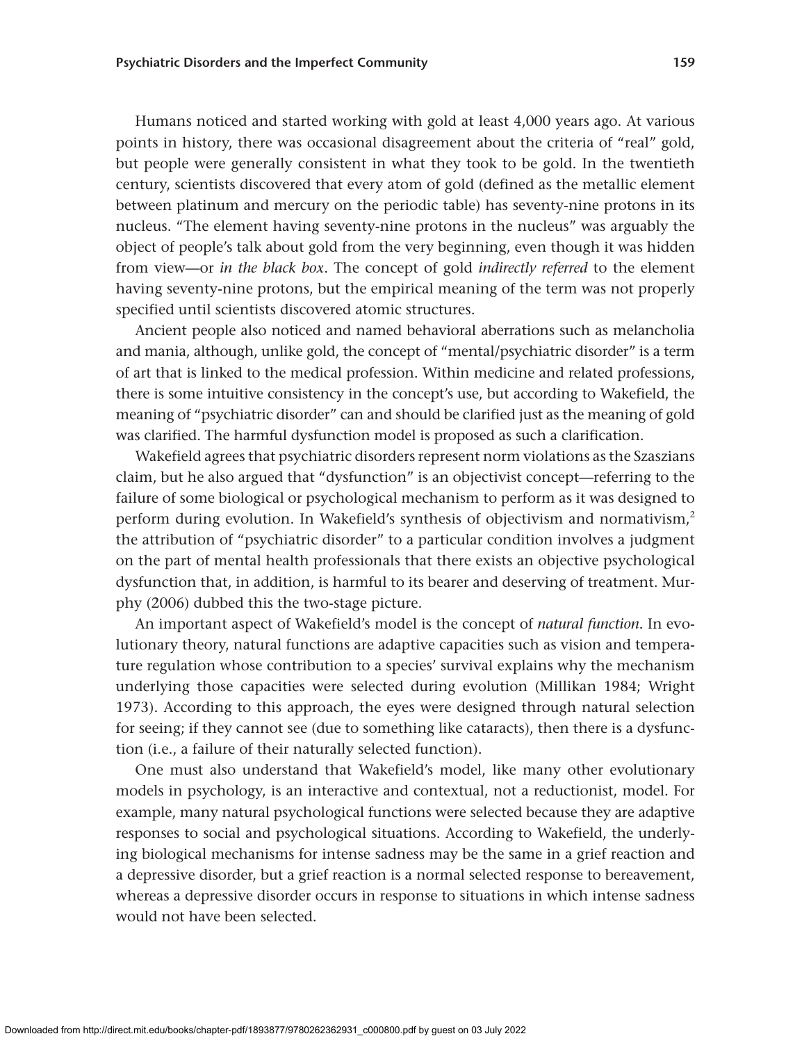Humans noticed and started working with gold at least 4,000 years ago. At various points in history, there was occasional disagreement about the criteria of "real" gold, but people were generally consistent in what they took to be gold. In the twentieth century, scientists discovered that every atom of gold (defined as the metallic element between platinum and mercury on the periodic table) has seventy-nine protons in its nucleus. "The element having seventy-nine protons in the nucleus" was arguably the object of people's talk about gold from the very beginning, even though it was hidden from view—or *in the black box*. The concept of gold *indirectly referred* to the element having seventy-nine protons, but the empirical meaning of the term was not properly specified until scientists discovered atomic structures.

Ancient people also noticed and named behavioral aberrations such as melancholia and mania, although, unlike gold, the concept of "mental/psychiatric disorder" is a term of art that is linked to the medical profession. Within medicine and related professions, there is some intuitive consistency in the concept's use, but according to Wakefield, the meaning of "psychiatric disorder" can and should be clarified just as the meaning of gold was clarified. The harmful dysfunction model is proposed as such a clarification.

Wakefield agrees that psychiatric disorders represent norm violations as the Szaszians claim, but he also argued that "dysfunction" is an objectivist concept—referring to the failure of some biological or psychological mechanism to perform as it was designed to perform during evolution. In Wakefield's synthesis of objectivism and normativism,[2] the attribution of "psychiatric disorder" to a particular condition involves a judgment on the part of mental health professionals that there exists an objective psychological dysfunction that, in addition, is harmful to its bearer and deserving of treatment. Murphy (2006) dubbed this the two-stage picture.

An important aspect of Wakefield's model is the concept of *natural function*. In evolutionary theory, natural functions are adaptive capacities such as vision and temperature regulation whose contribution to a species' survival explains why the mechanism underlying those capacities were selected during evolution (Millikan 1984; Wright 1973). According to this approach, the eyes were designed through natural selection for seeing; if they cannot see (due to something like cataracts), then there is a dysfunction (i.e., a failure of their naturally selected function).

One must also understand that Wakefield's model, like many other evolutionary models in psychology, is an interactive and contextual, not a reductionist, model. For example, many natural psychological functions were selected because they are adaptive responses to social and psychological situations. According to Wakefield, the underlying biological mechanisms for intense sadness may be the same in a grief reaction and a depressive disorder, but a grief reaction is a normal selected response to bereavement, whereas a depressive disorder occurs in response to situations in which intense sadness would not have been selected.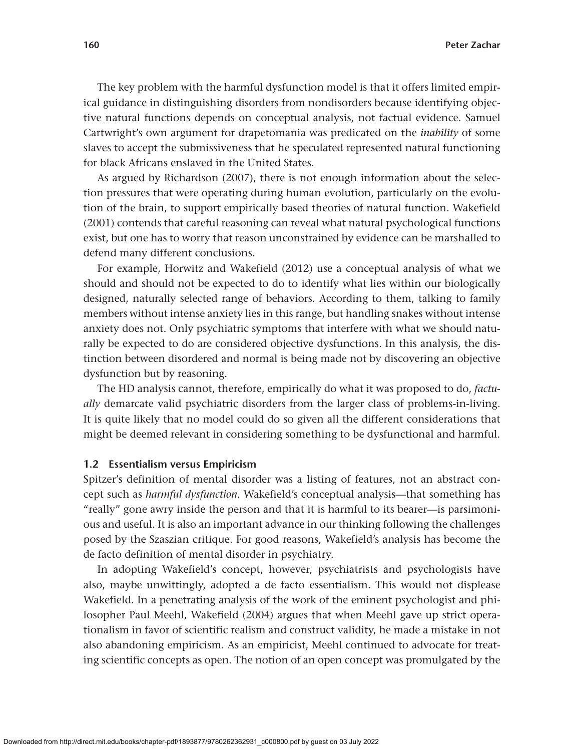The key problem with the harmful dysfunction model is that it offers limited empirical guidance in distinguishing disorders from nondisorders because identifying objective natural functions depends on conceptual analysis, not factual evidence. Samuel Cartwright's own argument for drapetomania was predicated on the *inability* of some slaves to accept the submissiveness that he speculated represented natural functioning for black Africans enslaved in the United States.

As argued by Richardson (2007), there is not enough information about the selection pressures that were operating during human evolution, particularly on the evolution of the brain, to support empirically based theories of natural function. Wakefield (2001) contends that careful reasoning can reveal what natural psychological functions exist, but one has to worry that reason unconstrained by evidence can be marshalled to defend many different conclusions.

For example, Horwitz and Wakefield (2012) use a conceptual analysis of what we should and should not be expected to do to identify what lies within our biologically designed, naturally selected range of behaviors. According to them, talking to family members without intense anxiety lies in this range, but handling snakes without intense anxiety does not. Only psychiatric symptoms that interfere with what we should naturally be expected to do are considered objective dysfunctions. In this analysis, the distinction between disordered and normal is being made not by discovering an objective dysfunction but by reasoning.

The HD analysis cannot, therefore, empirically do what it was proposed to do, *factually* demarcate valid psychiatric disorders from the larger class of problems-in-living. It is quite likely that no model could do so given all the different considerations that might be deemed relevant in considering something to be dysfunctional and harmful.

### 1.2 Essentialism versus Empiricism

Spitzer's definition of mental disorder was a listing of features, not an abstract concept such as *harmful dysfunction*. Wakefield's conceptual analysis—that something has "really" gone awry inside the person and that it is harmful to its bearer—is parsimonious and useful. It is also an important advance in our thinking following the challenges posed by the Szaszian critique. For good reasons, Wakefield's analysis has become the de facto definition of mental disorder in psychiatry.

In adopting Wakefield's concept, however, psychiatrists and psychologists have also, maybe unwittingly, adopted a de facto essentialism. This would not displease Wakefield. In a penetrating analysis of the work of the eminent psychologist and philosopher Paul Meehl, Wakefield (2004) argues that when Meehl gave up strict operationalism in favor of scientific realism and construct validity, he made a mistake in not also abandoning empiricism. As an empiricist, Meehl continued to advocate for treating scientific concepts as open. The notion of an open concept was promulgated by the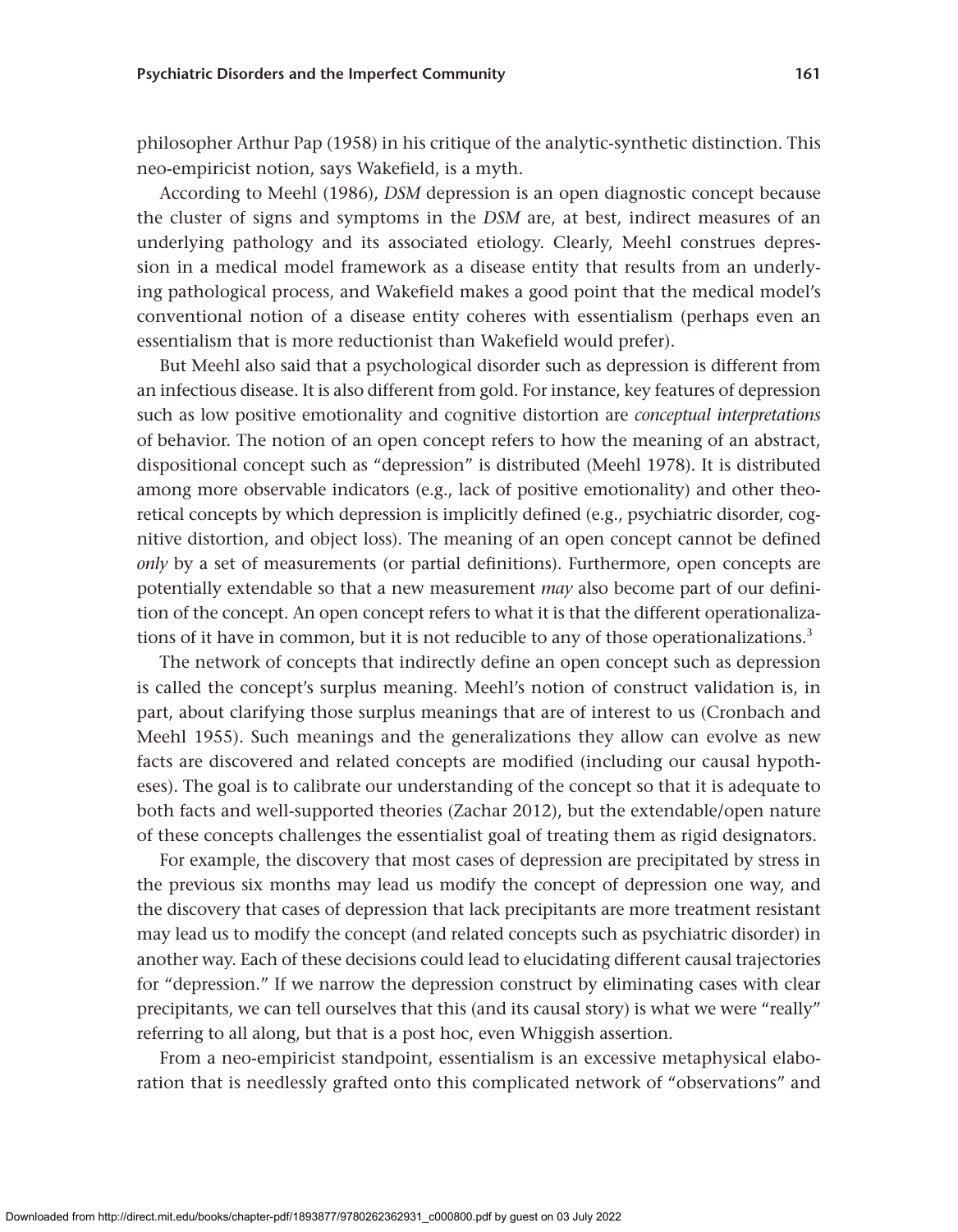philosopher Arthur Pap (1958) in his critique of the analytic-synthetic distinction. This neo-empiricist notion, says Wakefield, is a myth.

According to Meehl (1986), *DSM* depression is an open diagnostic concept because the cluster of signs and symptoms in the *DSM* are, at best, indirect measures of an underlying pathology and its associated etiology. Clearly, Meehl construes depression in a medical model framework as a disease entity that results from an underlying pathological process, and Wakefield makes a good point that the medical model's conventional notion of a disease entity coheres with essentialism (perhaps even an essentialism that is more reductionist than Wakefield would prefer).

But Meehl also said that a psychological disorder such as depression is different from an infectious disease. It is also different from gold. For instance, key features of depression such as low positive emotionality and cognitive distortion are *conceptual interpretations* of behavior. The notion of an open concept refers to how the meaning of an abstract, dispositional concept such as "depression" is distributed (Meehl 1978). It is distributed among more observable indicators (e.g., lack of positive emotionality) and other theoretical concepts by which depression is implicitly defined (e.g., psychiatric disorder, cognitive distortion, and object loss). The meaning of an open concept cannot be defined *only* by a set of measurements (or partial definitions). Furthermore, open concepts are potentially extendable so that a new measurement *may* also become part of our definition of the concept. An open concept refers to what it is that the different operationalizations of it have in common, but it is not reducible to any of those operationalizations.[3]

The network of concepts that indirectly define an open concept such as depression is called the concept's surplus meaning. Meehl's notion of construct validation is, in part, about clarifying those surplus meanings that are of interest to us (Cronbach and Meehl 1955). Such meanings and the generalizations they allow can evolve as new facts are discovered and related concepts are modified (including our causal hypotheses). The goal is to calibrate our understanding of the concept so that it is adequate to both facts and well-supported theories (Zachar 2012), but the extendable/open nature of these concepts challenges the essentialist goal of treating them as rigid designators.

For example, the discovery that most cases of depression are precipitated by stress in the previous six months may lead us modify the concept of depression one way, and the discovery that cases of depression that lack precipitants are more treatment resistant may lead us to modify the concept (and related concepts such as psychiatric disorder) in another way. Each of these decisions could lead to elucidating different causal trajectories for "depression." If we narrow the depression construct by eliminating cases with clear precipitants, we can tell ourselves that this (and its causal story) is what we were "really" referring to all along, but that is a post hoc, even Whiggish assertion.

From a neo-empiricist standpoint, essentialism is an excessive metaphysical elaboration that is needlessly grafted onto this complicated network of "observations" and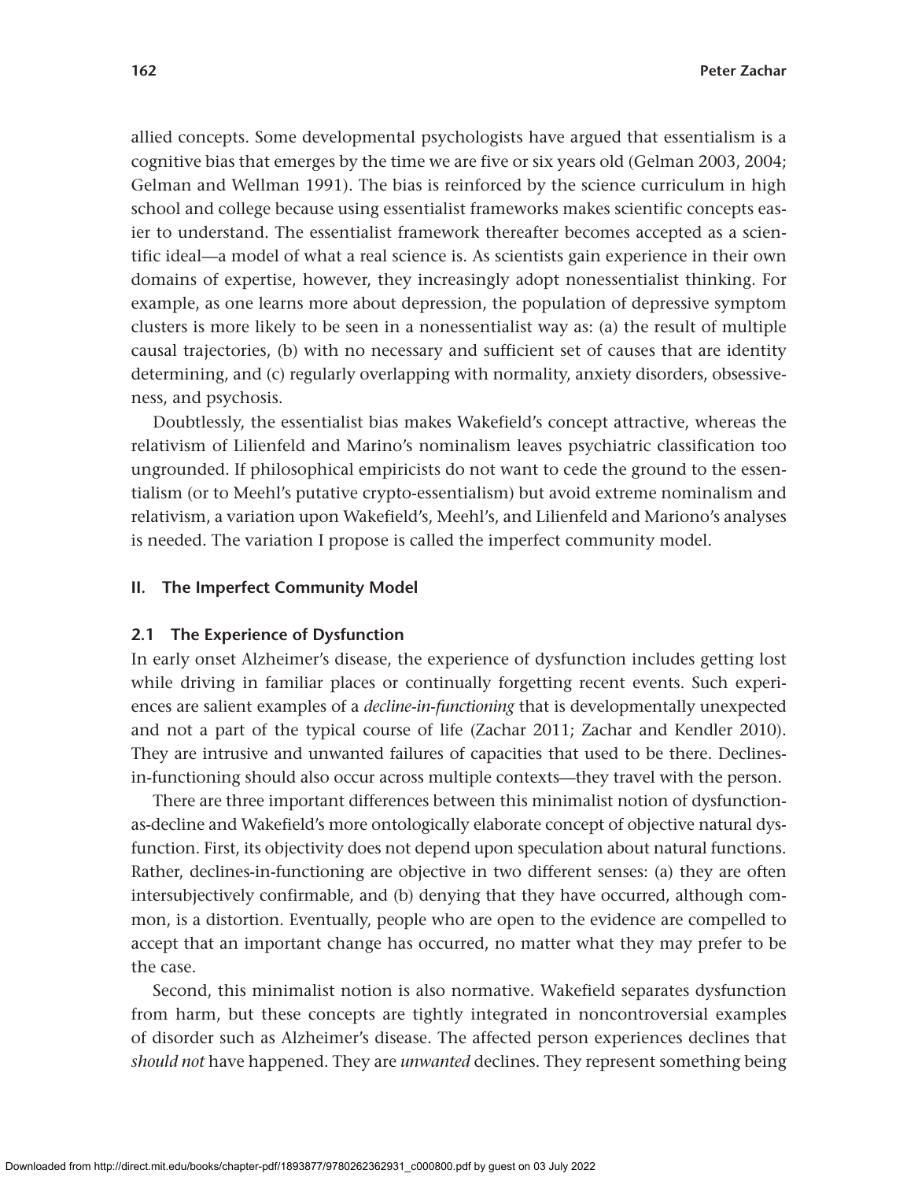allied concepts. Some developmental psychologists have argued that essentialism is a cognitive bias that emerges by the time we are five or six years old (Gelman 2003, 2004; Gelman and Wellman 1991). The bias is reinforced by the science curriculum in high school and college because using essentialist frameworks makes scientific concepts easier to understand. The essentialist framework thereafter becomes accepted as a scientific ideal—a model of what a real science is. As scientists gain experience in their own domains of expertise, however, they increasingly adopt nonessentialist thinking. For example, as one learns more about depression, the population of depressive symptom clusters is more likely to be seen in a nonessentialist way as: (a) the result of multiple causal trajectories, (b) with no necessary and sufficient set of causes that are identity determining, and (c) regularly overlapping with normality, anxiety disorders, obsessiveness, and psychosis.

Doubtlessly, the essentialist bias makes Wakefield's concept attractive, whereas the relativism of Lilienfeld and Marino's nominalism leaves psychiatric classification too ungrounded. If philosophical empiricists do not want to cede the ground to the essentialism (or to Meehl's putative crypto-essentialism) but avoid extreme nominalism and relativism, a variation upon Wakefield's, Meehl's, and Lilienfeld and Mariono's analyses is needed. The variation I propose is called the imperfect community model.

## II. The Imperfect Community Model

### 2.1 The Experience of Dysfunction

In early onset Alzheimer's disease, the experience of dysfunction includes getting lost while driving in familiar places or continually forgetting recent events. Such experiences are salient examples of a *decline-in-functioning* that is developmentally unexpected and not a part of the typical course of life (Zachar 2011; Zachar and Kendler 2010). They are intrusive and unwanted failures of capacities that used to be there. Declines-in-functioning should also occur across multiple contexts—they travel with the person.

There are three important differences between this minimalist notion of dysfunction-as-decline and Wakefield's more ontologically elaborate concept of objective natural dysfunction. First, its objectivity does not depend upon speculation about natural functions. Rather, declines-in-functioning are objective in two different senses: (a) they are often intersubjectively confirmable, and (b) denying that they have occurred, although common, is a distortion. Eventually, people who are open to the evidence are compelled to accept that an important change has occurred, no matter what they may prefer to be the case.

Second, this minimalist notion is also normative. Wakefield separates dysfunction from harm, but these concepts are tightly integrated in noncontroversial examples of disorder such as Alzheimer's disease. The affected person experiences declines that *should not* have happened. They are *unwanted* declines. They represent something being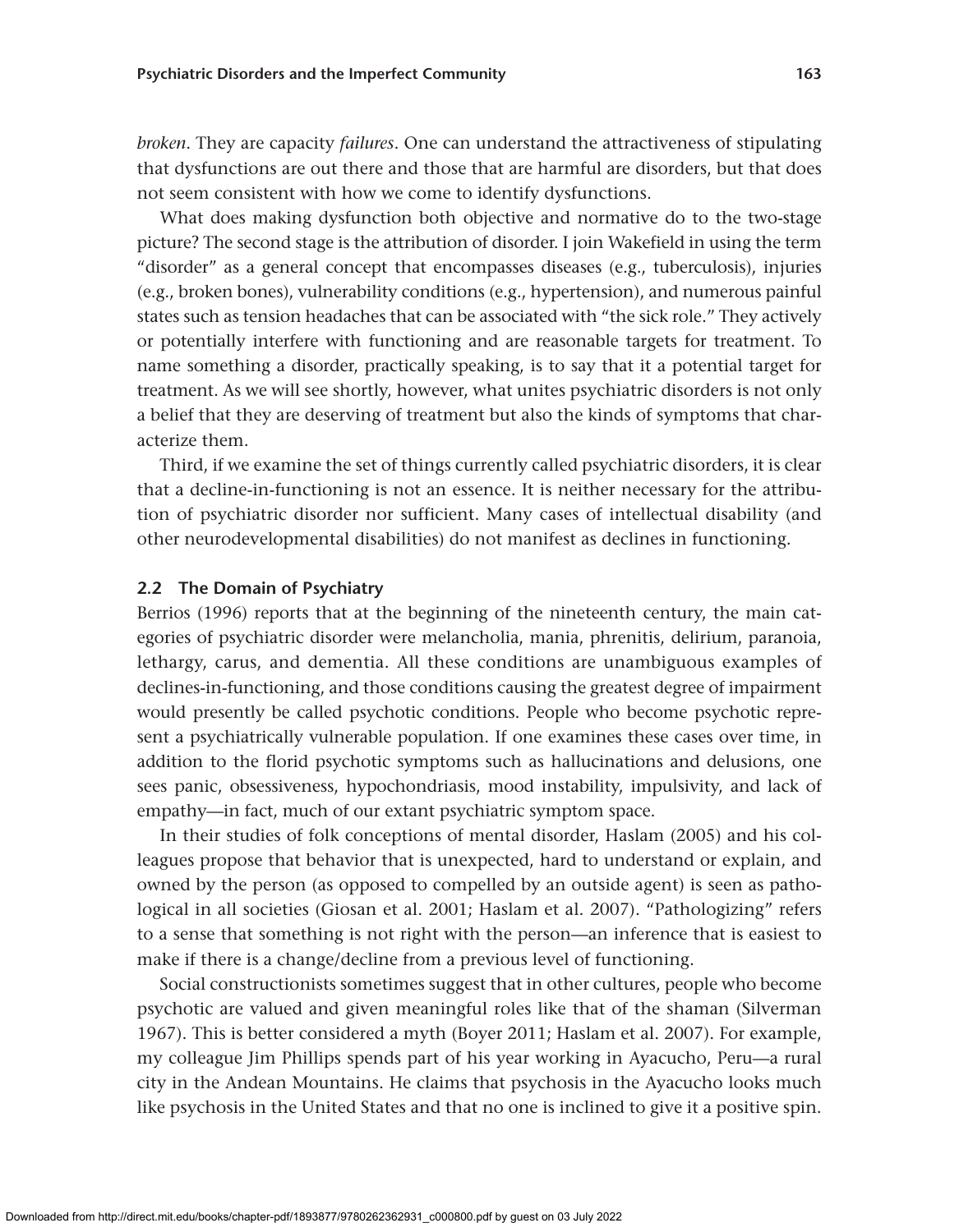*broken*. They are capacity *failures*. One can understand the attractiveness of stipulating that dysfunctions are out there and those that are harmful are disorders, but that does not seem consistent with how we come to identify dysfunctions.

What does making dysfunction both objective and normative do to the two-stage picture? The second stage is the attribution of disorder. I join Wakefield in using the term "disorder" as a general concept that encompasses diseases (e.g., tuberculosis), injuries (e.g., broken bones), vulnerability conditions (e.g., hypertension), and numerous painful states such as tension headaches that can be associated with "the sick role." They actively or potentially interfere with functioning and are reasonable targets for treatment. To name something a disorder, practically speaking, is to say that it a potential target for treatment. As we will see shortly, however, what unites psychiatric disorders is not only a belief that they are deserving of treatment but also the kinds of symptoms that characterize them.

Third, if we examine the set of things currently called psychiatric disorders, it is clear that a decline-in-functioning is not an essence. It is neither necessary for the attribution of psychiatric disorder nor sufficient. Many cases of intellectual disability (and other neurodevelopmental disabilities) do not manifest as declines in functioning.

### 2.2 The Domain of Psychiatry

Berrios (1996) reports that at the beginning of the nineteenth century, the main categories of psychiatric disorder were melancholia, mania, phrenitis, delirium, paranoia, lethargy, carus, and dementia. All these conditions are unambiguous examples of declines-in-functioning, and those conditions causing the greatest degree of impairment would presently be called psychotic conditions. People who become psychotic represent a psychiatrically vulnerable population. If one examines these cases over time, in addition to the florid psychotic symptoms such as hallucinations and delusions, one sees panic, obsessiveness, hypochondriasis, mood instability, impulsivity, and lack of empathy—in fact, much of our extant psychiatric symptom space.

In their studies of folk conceptions of mental disorder, Haslam (2005) and his colleagues propose that behavior that is unexpected, hard to understand or explain, and owned by the person (as opposed to compelled by an outside agent) is seen as pathological in all societies (Giosan et al. 2001; Haslam et al. 2007). "Pathologizing" refers to a sense that something is not right with the person—an inference that is easiest to make if there is a change/decline from a previous level of functioning.

Social constructionists sometimes suggest that in other cultures, people who become psychotic are valued and given meaningful roles like that of the shaman (Silverman 1967). This is better considered a myth (Boyer 2011; Haslam et al. 2007). For example, my colleague Jim Phillips spends part of his year working in Ayacucho, Peru—a rural city in the Andean Mountains. He claims that psychosis in the Ayacucho looks much like psychosis in the United States and that no one is inclined to give it a positive spin.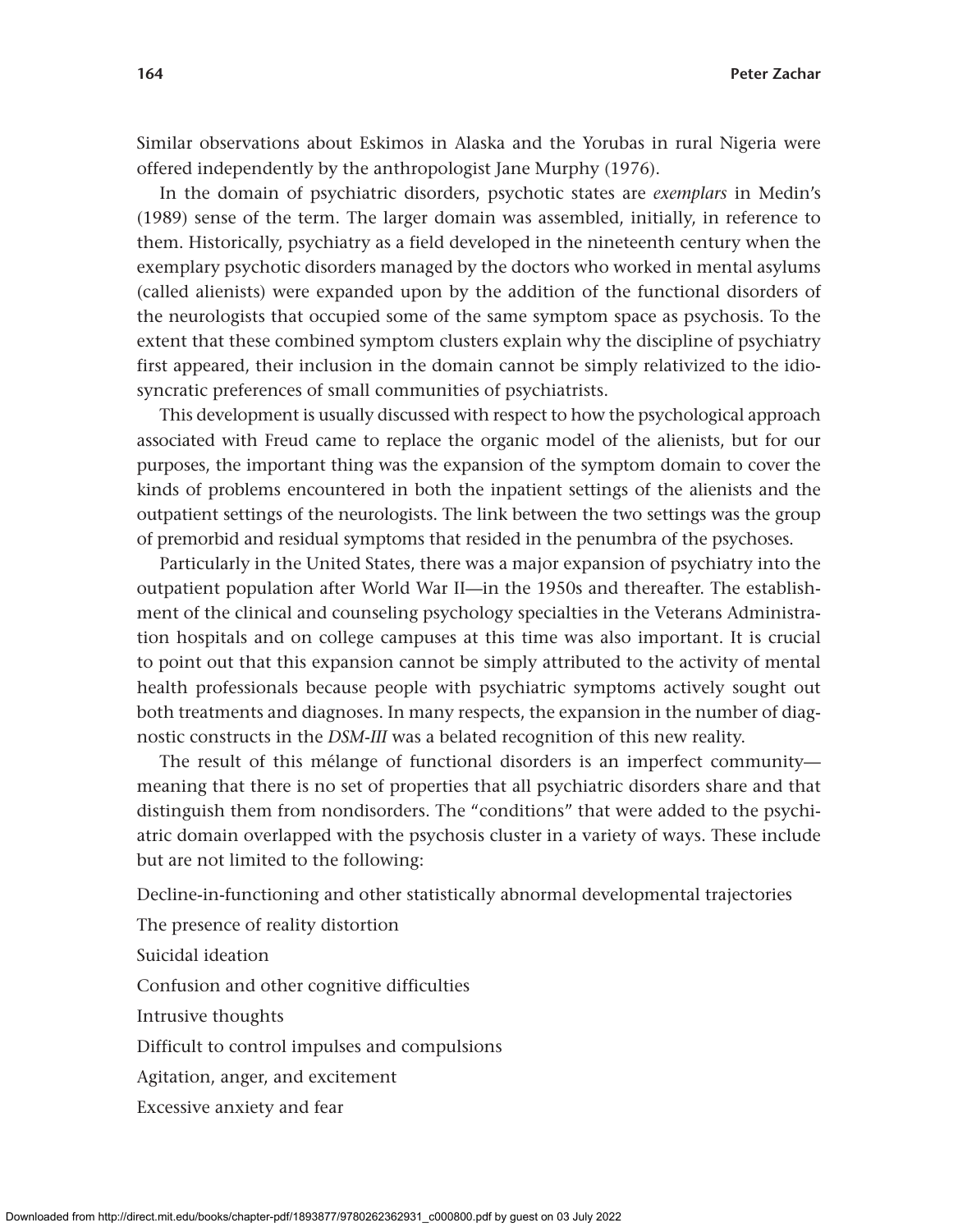Similar observations about Eskimos in Alaska and the Yorubas in rural Nigeria were offered independently by the anthropologist Jane Murphy (1976).

In the domain of psychiatric disorders, psychotic states are *exemplars* in Medin's (1989) sense of the term. The larger domain was assembled, initially, in reference to them. Historically, psychiatry as a field developed in the nineteenth century when the exemplary psychotic disorders managed by the doctors who worked in mental asylums (called alienists) were expanded upon by the addition of the functional disorders of the neurologists that occupied some of the same symptom space as psychosis. To the extent that these combined symptom clusters explain why the discipline of psychiatry first appeared, their inclusion in the domain cannot be simply relativized to the idiosyncratic preferences of small communities of psychiatrists.

This development is usually discussed with respect to how the psychological approach associated with Freud came to replace the organic model of the alienists, but for our purposes, the important thing was the expansion of the symptom domain to cover the kinds of problems encountered in both the inpatient settings of the alienists and the outpatient settings of the neurologists. The link between the two settings was the group of premorbid and residual symptoms that resided in the penumbra of the psychoses.

Particularly in the United States, there was a major expansion of psychiatry into the outpatient population after World War II—in the 1950s and thereafter. The establishment of the clinical and counseling psychology specialties in the Veterans Administration hospitals and on college campuses at this time was also important. It is crucial to point out that this expansion cannot be simply attributed to the activity of mental health professionals because people with psychiatric symptoms actively sought out both treatments and diagnoses. In many respects, the expansion in the number of diagnostic constructs in the *DSM-III* was a belated recognition of this new reality.

The result of this mélange of functional disorders is an imperfect community—meaning that there is no set of properties that all psychiatric disorders share and that distinguish them from nondisorders. The "conditions" that were added to the psychiatric domain overlapped with the psychosis cluster in a variety of ways. These include but are not limited to the following:

Decline-in-functioning and other statistically abnormal developmental trajectories

The presence of reality distortion

Suicidal ideation

Confusion and other cognitive difficulties

Intrusive thoughts

Difficult to control impulses and compulsions

Agitation, anger, and excitement

Excessive anxiety and fear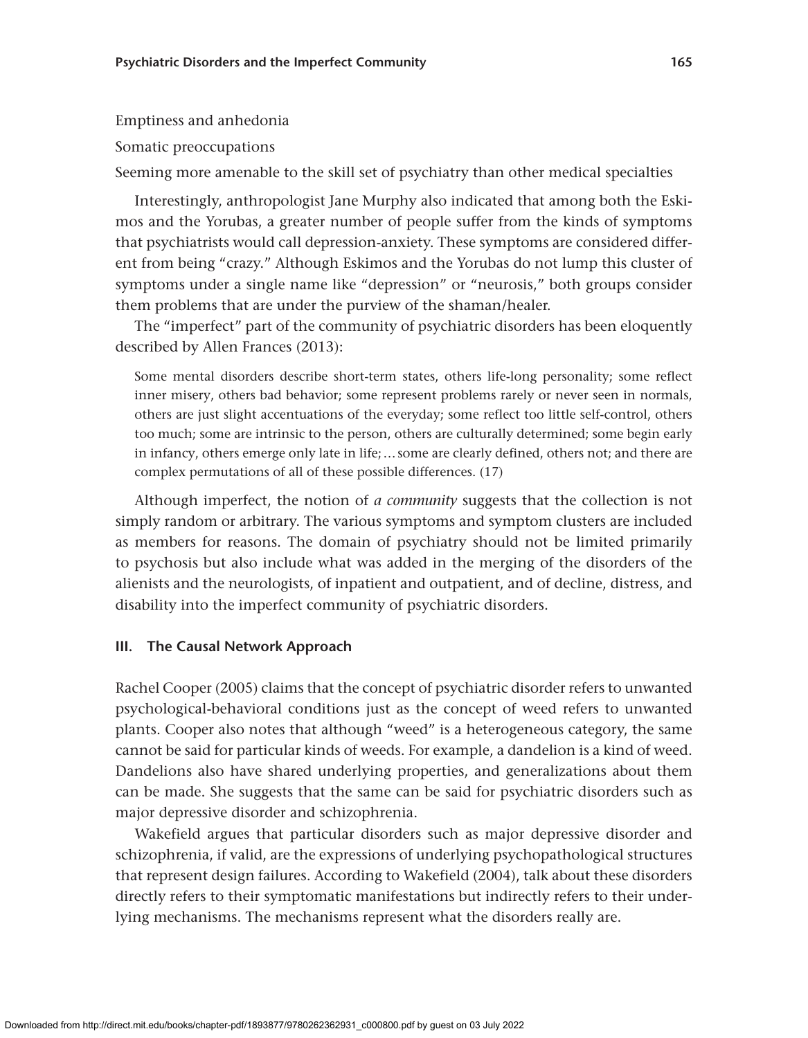Emptiness and anhedonia

Somatic preoccupations

Seeming more amenable to the skill set of psychiatry than other medical specialties

Interestingly, anthropologist Jane Murphy also indicated that among both the Eskimos and the Yorubas, a greater number of people suffer from the kinds of symptoms that psychiatrists would call depression-anxiety. These symptoms are considered different from being "crazy." Although Eskimos and the Yorubas do not lump this cluster of symptoms under a single name like "depression" or "neurosis," both groups consider them problems that are under the purview of the shaman/healer.

The "imperfect" part of the community of psychiatric disorders has been eloquently described by Allen Frances (2013):

> Some mental disorders describe short-term states, others life-long personality; some reflect inner misery, others bad behavior; some represent problems rarely or never seen in normals, others are just slight accentuations of the everyday; some reflect too little self-control, others too much; some are intrinsic to the person, others are culturally determined; some begin early in infancy, others emerge only late in life; … some are clearly defined, others not; and there are complex permutations of all of these possible differences. (17)

Although imperfect, the notion of *a community* suggests that the collection is not simply random or arbitrary. The various symptoms and symptom clusters are included as members for reasons. The domain of psychiatry should not be limited primarily to psychosis but also include what was added in the merging of the disorders of the alienists and the neurologists, of inpatient and outpatient, and of decline, distress, and disability into the imperfect community of psychiatric disorders.

## III. The Causal Network Approach

Rachel Cooper (2005) claims that the concept of psychiatric disorder refers to unwanted psychological-behavioral conditions just as the concept of weed refers to unwanted plants. Cooper also notes that although "weed" is a heterogeneous category, the same cannot be said for particular kinds of weeds. For example, a dandelion is a kind of weed. Dandelions also have shared underlying properties, and generalizations about them can be made. She suggests that the same can be said for psychiatric disorders such as major depressive disorder and schizophrenia.

Wakefield argues that particular disorders such as major depressive disorder and schizophrenia, if valid, are the expressions of underlying psychopathological structures that represent design failures. According to Wakefield (2004), talk about these disorders directly refers to their symptomatic manifestations but indirectly refers to their underlying mechanisms. The mechanisms represent what the disorders really are.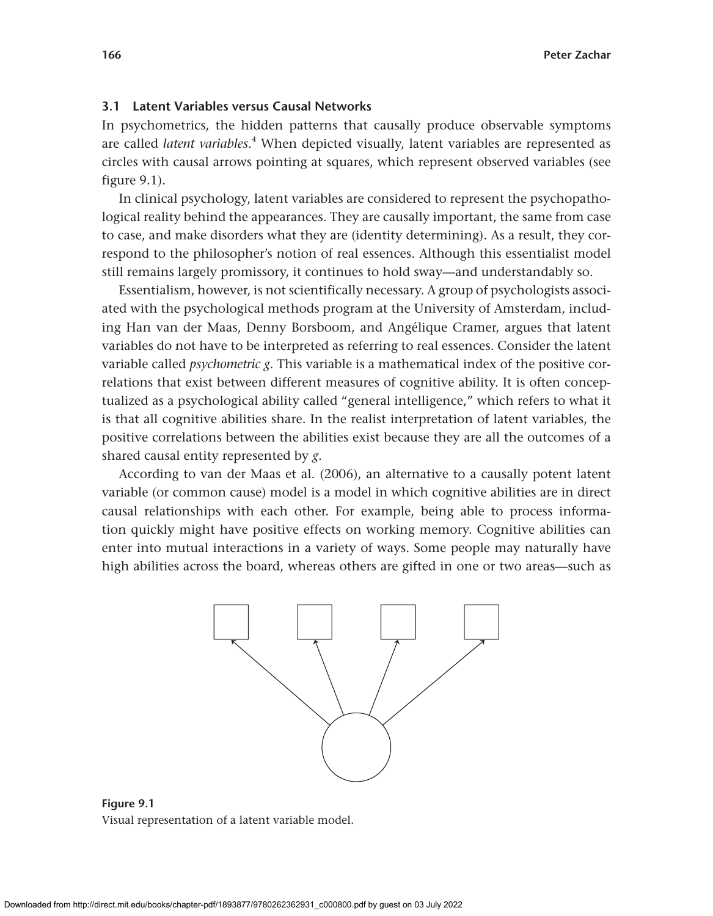### 3.1 Latent Variables versus Causal Networks

In psychometrics, the hidden patterns that causally produce observable symptoms are called *latent variables*.[4] When depicted visually, latent variables are represented as circles with causal arrows pointing at squares, which represent observed variables (see figure 9.1).

In clinical psychology, latent variables are considered to represent the psychopathological reality behind the appearances. They are causally important, the same from case to case, and make disorders what they are (identity determining). As a result, they correspond to the philosopher's notion of real essences. Although this essentialist model still remains largely promissory, it continues to hold sway—and understandably so.

Essentialism, however, is not scientifically necessary. A group of psychologists associated with the psychological methods program at the University of Amsterdam, including Han van der Maas, Denny Borsboom, and Angélique Cramer, argues that latent variables do not have to be interpreted as referring to real essences. Consider the latent variable called *psychometric g*. This variable is a mathematical index of the positive correlations that exist between different measures of cognitive ability. It is often conceptualized as a psychological ability called "general intelligence," which refers to what it is that all cognitive abilities share. In the realist interpretation of latent variables, the positive correlations between the abilities exist because they are all the outcomes of a shared causal entity represented by *g*.

According to van der Maas et al. (2006), an alternative to a causally potent latent variable (or common cause) model is a model in which cognitive abilities are in direct causal relationships with each other. For example, being able to process information quickly might have positive effects on working memory. Cognitive abilities can enter into mutual interactions in a variety of ways. Some people may naturally have high abilities across the board, whereas others are gifted in one or two areas—such as

**Figure 9.1**
Visual representation of a latent variable model.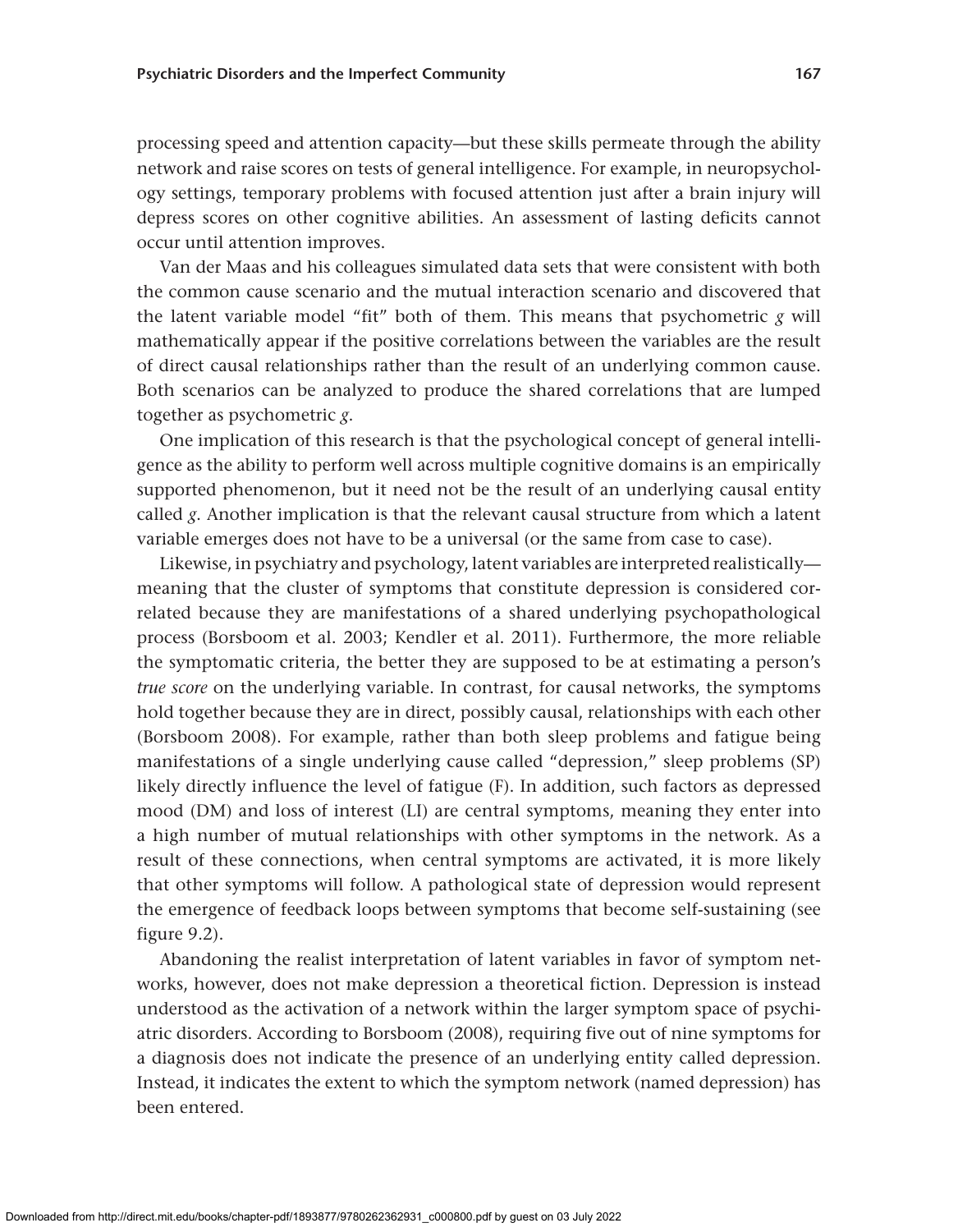processing speed and attention capacity—but these skills permeate through the ability network and raise scores on tests of general intelligence. For example, in neuropsychology settings, temporary problems with focused attention just after a brain injury will depress scores on other cognitive abilities. An assessment of lasting deficits cannot occur until attention improves.

Van der Maas and his colleagues simulated data sets that were consistent with both the common cause scenario and the mutual interaction scenario and discovered that the latent variable model "fit" both of them. This means that psychometric *g* will mathematically appear if the positive correlations between the variables are the result of direct causal relationships rather than the result of an underlying common cause. Both scenarios can be analyzed to produce the shared correlations that are lumped together as psychometric *g*.

One implication of this research is that the psychological concept of general intelligence as the ability to perform well across multiple cognitive domains is an empirically supported phenomenon, but it need not be the result of an underlying causal entity called *g*. Another implication is that the relevant causal structure from which a latent variable emerges does not have to be a universal (or the same from case to case).

Likewise, in psychiatry and psychology, latent variables are interpreted realistically—meaning that the cluster of symptoms that constitute depression is considered correlated because they are manifestations of a shared underlying psychopathological process (Borsboom et al. 2003; Kendler et al. 2011). Furthermore, the more reliable the symptomatic criteria, the better they are supposed to be at estimating a person's *true score* on the underlying variable. In contrast, for causal networks, the symptoms hold together because they are in direct, possibly causal, relationships with each other (Borsboom 2008). For example, rather than both sleep problems and fatigue being manifestations of a single underlying cause called "depression," sleep problems (SP) likely directly influence the level of fatigue (F). In addition, such factors as depressed mood (DM) and loss of interest (LI) are central symptoms, meaning they enter into a high number of mutual relationships with other symptoms in the network. As a result of these connections, when central symptoms are activated, it is more likely that other symptoms will follow. A pathological state of depression would represent the emergence of feedback loops between symptoms that become self-sustaining (see figure 9.2).

Abandoning the realist interpretation of latent variables in favor of symptom networks, however, does not make depression a theoretical fiction. Depression is instead understood as the activation of a network within the larger symptom space of psychiatric disorders. According to Borsboom (2008), requiring five out of nine symptoms for a diagnosis does not indicate the presence of an underlying entity called depression. Instead, it indicates the extent to which the symptom network (named depression) has been entered.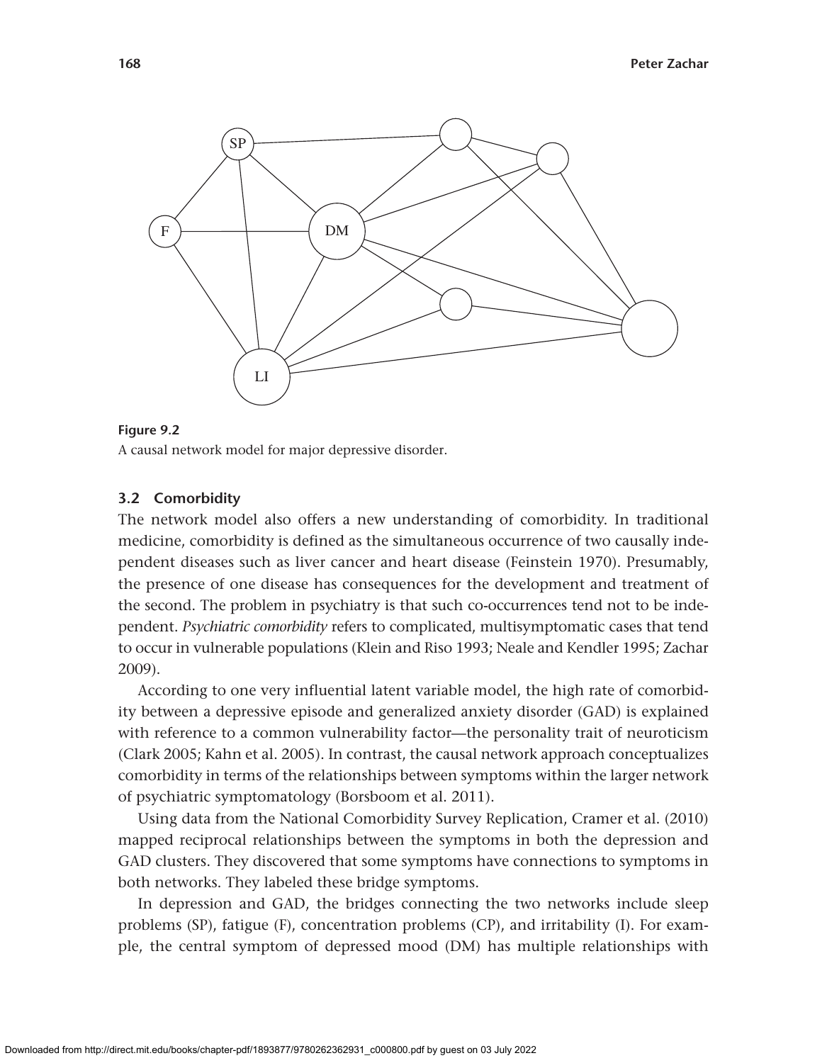**Figure 9.2**
A causal network model for major depressive disorder.

### 3.2 Comorbidity

The network model also offers a new understanding of comorbidity. In traditional medicine, comorbidity is defined as the simultaneous occurrence of two causally independent diseases such as liver cancer and heart disease (Feinstein 1970). Presumably, the presence of one disease has consequences for the development and treatment of the second. The problem in psychiatry is that such co-occurrences tend not to be independent. *Psychiatric comorbidity* refers to complicated, multisymptomatic cases that tend to occur in vulnerable populations (Klein and Riso 1993; Neale and Kendler 1995; Zachar 2009).

According to one very influential latent variable model, the high rate of comorbidity between a depressive episode and generalized anxiety disorder (GAD) is explained with reference to a common vulnerability factor—the personality trait of neuroticism (Clark 2005; Kahn et al. 2005). In contrast, the causal network approach conceptualizes comorbidity in terms of the relationships between symptoms within the larger network of psychiatric symptomatology (Borsboom et al. 2011).

Using data from the National Comorbidity Survey Replication, Cramer et al. (2010) mapped reciprocal relationships between the symptoms in both the depression and GAD clusters. They discovered that some symptoms have connections to symptoms in both networks. They labeled these bridge symptoms.

In depression and GAD, the bridges connecting the two networks include sleep problems (SP), fatigue (F), concentration problems (CP), and irritability (I). For example, the central symptom of depressed mood (DM) has multiple relationships with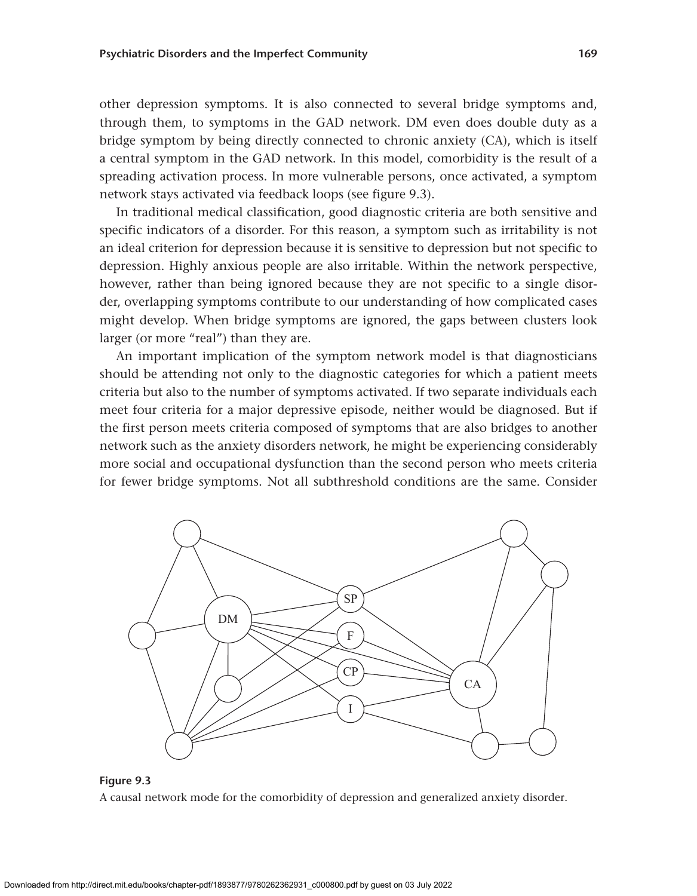other depression symptoms. It is also connected to several bridge symptoms and, through them, to symptoms in the GAD network. DM even does double duty as a bridge symptom by being directly connected to chronic anxiety (CA), which is itself a central symptom in the GAD network. In this model, comorbidity is the result of a spreading activation process. In more vulnerable persons, once activated, a symptom network stays activated via feedback loops (see figure 9.3).

In traditional medical classification, good diagnostic criteria are both sensitive and specific indicators of a disorder. For this reason, a symptom such as irritability is not an ideal criterion for depression because it is sensitive to depression but not specific to depression. Highly anxious people are also irritable. Within the network perspective, however, rather than being ignored because they are not specific to a single disorder, overlapping symptoms contribute to our understanding of how complicated cases might develop. When bridge symptoms are ignored, the gaps between clusters look larger (or more "real") than they are.

An important implication of the symptom network model is that diagnosticians should be attending not only to the diagnostic categories for which a patient meets criteria but also to the number of symptoms activated. If two separate individuals each meet four criteria for a major depressive episode, neither would be diagnosed. But if the first person meets criteria composed of symptoms that are also bridges to another network such as the anxiety disorders network, he might be experiencing considerably more social and occupational dysfunction than the second person who meets criteria for fewer bridge symptoms. Not all subthreshold conditions are the same. Consider

DM
SP
F
CP
I
CA

**Figure 9.3**
A causal network mode for the comorbidity of depression and generalized anxiety disorder.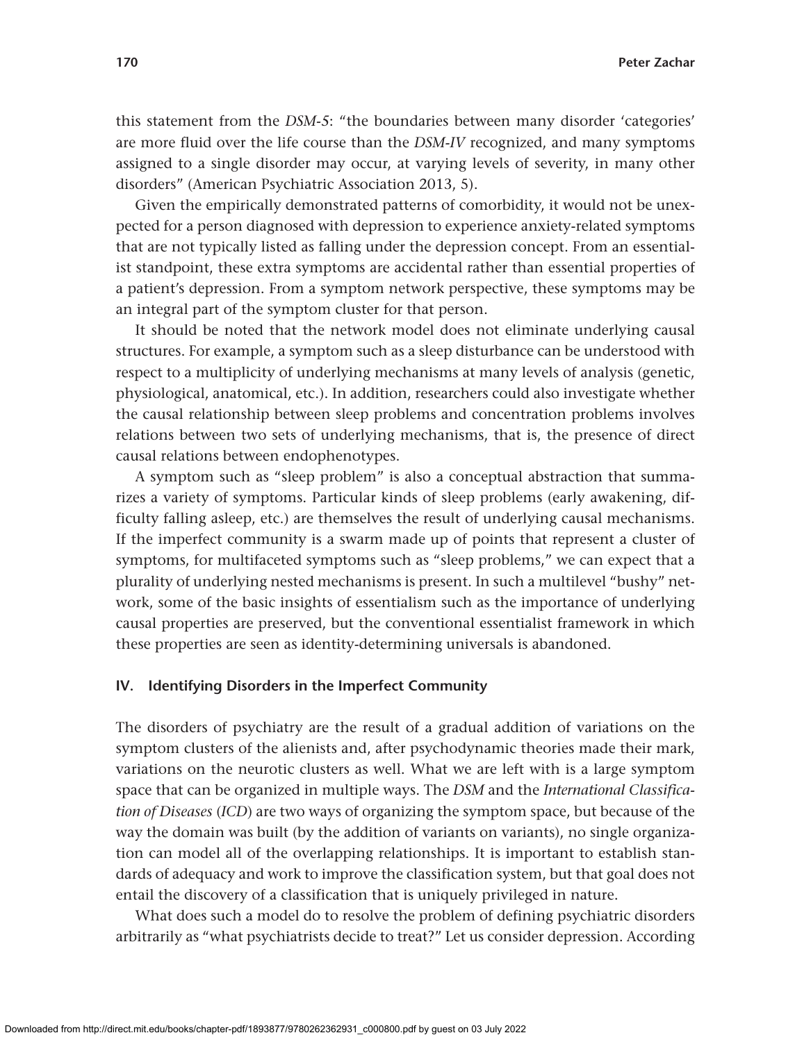this statement from the *DSM-5*: "the boundaries between many disorder 'categories' are more fluid over the life course than the *DSM-IV* recognized, and many symptoms assigned to a single disorder may occur, at varying levels of severity, in many other disorders" (American Psychiatric Association 2013, 5).

Given the empirically demonstrated patterns of comorbidity, it would not be unexpected for a person diagnosed with depression to experience anxiety-related symptoms that are not typically listed as falling under the depression concept. From an essentialist standpoint, these extra symptoms are accidental rather than essential properties of a patient's depression. From a symptom network perspective, these symptoms may be an integral part of the symptom cluster for that person.

It should be noted that the network model does not eliminate underlying causal structures. For example, a symptom such as a sleep disturbance can be understood with respect to a multiplicity of underlying mechanisms at many levels of analysis (genetic, physiological, anatomical, etc.). In addition, researchers could also investigate whether the causal relationship between sleep problems and concentration problems involves relations between two sets of underlying mechanisms, that is, the presence of direct causal relations between endophenotypes.

A symptom such as "sleep problem" is also a conceptual abstraction that summarizes a variety of symptoms. Particular kinds of sleep problems (early awakening, difficulty falling asleep, etc.) are themselves the result of underlying causal mechanisms. If the imperfect community is a swarm made up of points that represent a cluster of symptoms, for multifaceted symptoms such as "sleep problems," we can expect that a plurality of underlying nested mechanisms is present. In such a multilevel "bushy" network, some of the basic insights of essentialism such as the importance of underlying causal properties are preserved, but the conventional essentialist framework in which these properties are seen as identity-determining universals is abandoned.

## IV. Identifying Disorders in the Imperfect Community

The disorders of psychiatry are the result of a gradual addition of variations on the symptom clusters of the alienists and, after psychodynamic theories made their mark, variations on the neurotic clusters as well. What we are left with is a large symptom space that can be organized in multiple ways. The *DSM* and the *International Classification of Diseases* (*ICD*) are two ways of organizing the symptom space, but because of the way the domain was built (by the addition of variants on variants), no single organization can model all of the overlapping relationships. It is important to establish standards of adequacy and work to improve the classification system, but that goal does not entail the discovery of a classification that is uniquely privileged in nature.

What does such a model do to resolve the problem of defining psychiatric disorders arbitrarily as "what psychiatrists decide to treat?" Let us consider depression. According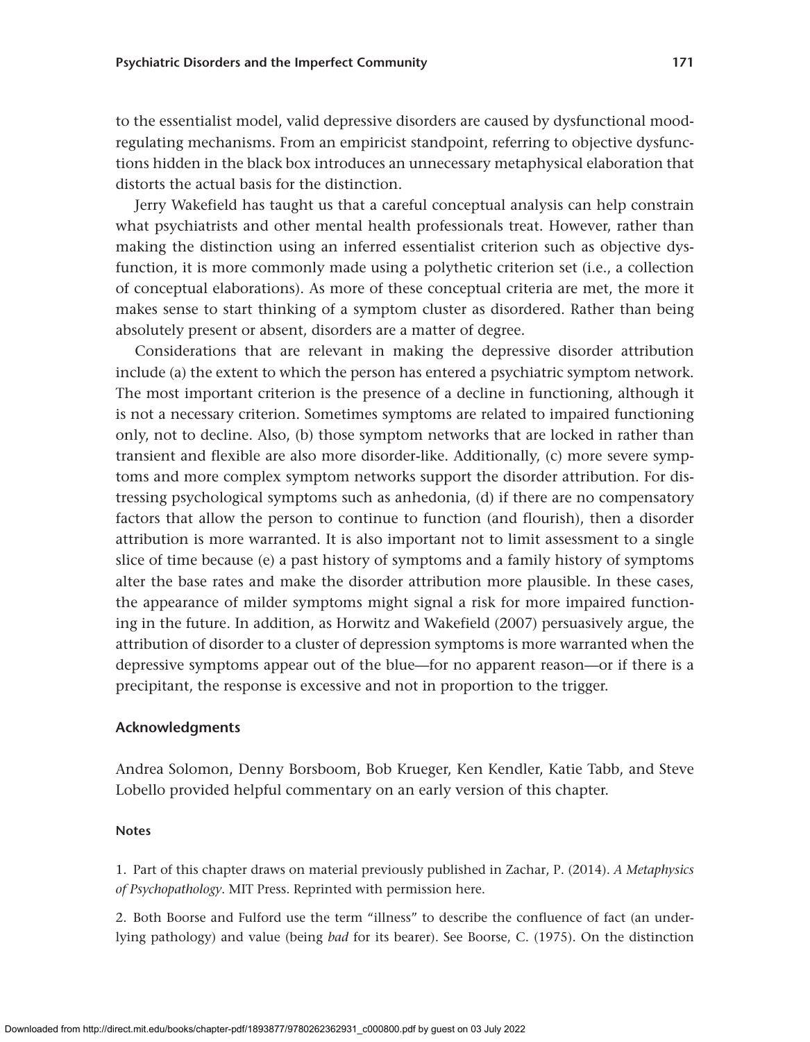to the essentialist model, valid depressive disorders are caused by dysfunctional mood-regulating mechanisms. From an empiricist standpoint, referring to objective dysfunctions hidden in the black box introduces an unnecessary metaphysical elaboration that distorts the actual basis for the distinction.

Jerry Wakefield has taught us that a careful conceptual analysis can help constrain what psychiatrists and other mental health professionals treat. However, rather than making the distinction using an inferred essentialist criterion such as objective dysfunction, it is more commonly made using a polythetic criterion set (i.e., a collection of conceptual elaborations). As more of these conceptual criteria are met, the more it makes sense to start thinking of a symptom cluster as disordered. Rather than being absolutely present or absent, disorders are a matter of degree.

Considerations that are relevant in making the depressive disorder attribution include (a) the extent to which the person has entered a psychiatric symptom network. The most important criterion is the presence of a decline in functioning, although it is not a necessary criterion. Sometimes symptoms are related to impaired functioning only, not to decline. Also, (b) those symptom networks that are locked in rather than transient and flexible are also more disorder-like. Additionally, (c) more severe symptoms and more complex symptom networks support the disorder attribution. For distressing psychological symptoms such as anhedonia, (d) if there are no compensatory factors that allow the person to continue to function (and flourish), then a disorder attribution is more warranted. It is also important not to limit assessment to a single slice of time because (e) a past history of symptoms and a family history of symptoms alter the base rates and make the disorder attribution more plausible. In these cases, the appearance of milder symptoms might signal a risk for more impaired functioning in the future. In addition, as Horwitz and Wakefield (2007) persuasively argue, the attribution of disorder to a cluster of depression symptoms is more warranted when the depressive symptoms appear out of the blue—for no apparent reason—or if there is a precipitant, the response is excessive and not in proportion to the trigger.

## Acknowledgments

Andrea Solomon, Denny Borsboom, Bob Krueger, Ken Kendler, Katie Tabb, and Steve Lobello provided helpful commentary on an early version of this chapter.

### Notes

1. Part of this chapter draws on material previously published in Zachar, P. (2014). *A Metaphysics of Psychopathology*. MIT Press. Reprinted with permission here.

2. Both Boorse and Fulford use the term "illness" to describe the confluence of fact (an underlying pathology) and value (being *bad* for its bearer). See Boorse, C. (1975). On the distinction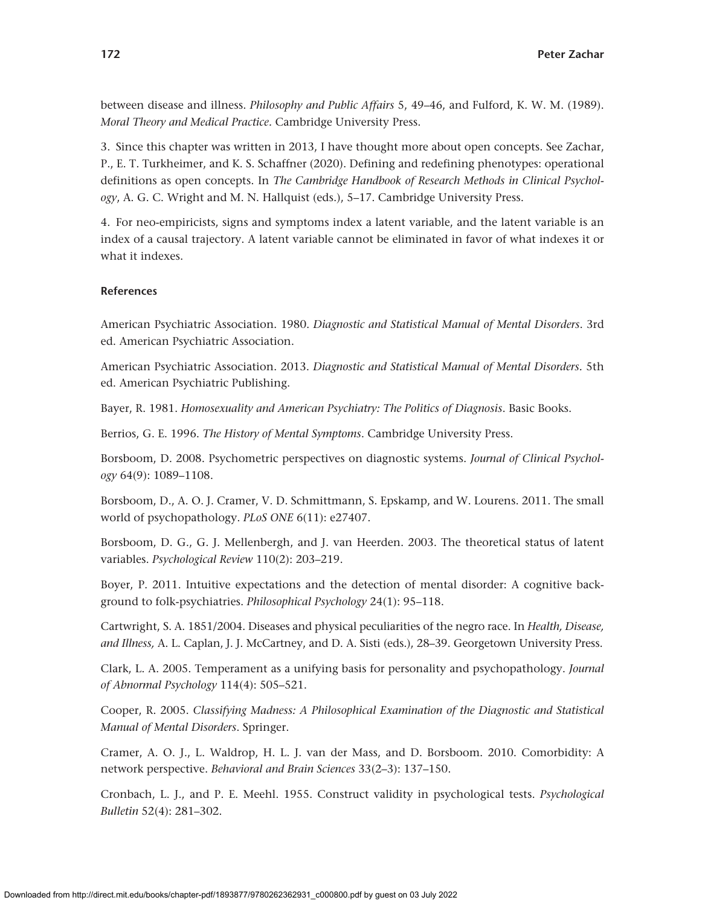between disease and illness. *Philosophy and Public Affairs* 5, 49–46, and Fulford, K. W. M. (1989). *Moral Theory and Medical Practice*. Cambridge University Press.

3. Since this chapter was written in 2013, I have thought more about open concepts. See Zachar, P., E. T. Turkheimer, and K. S. Schaffner (2020). Defining and redefining phenotypes: operational definitions as open concepts. In *The Cambridge Handbook of Research Methods in Clinical Psychology*, A. G. C. Wright and M. N. Hallquist (eds.), 5–17. Cambridge University Press.

4. For neo-empiricists, signs and symptoms index a latent variable, and the latent variable is an index of a causal trajectory. A latent variable cannot be eliminated in favor of what indexes it or what it indexes.

### References

American Psychiatric Association. 1980. *Diagnostic and Statistical Manual of Mental Disorders*. 3rd ed. American Psychiatric Association.

American Psychiatric Association. 2013. *Diagnostic and Statistical Manual of Mental Disorders*. 5th ed. American Psychiatric Publishing.

Bayer, R. 1981. *Homosexuality and American Psychiatry: The Politics of Diagnosis*. Basic Books.

Berrios, G. E. 1996. *The History of Mental Symptoms*. Cambridge University Press.

Borsboom, D. 2008. Psychometric perspectives on diagnostic systems. *Journal of Clinical Psychology* 64(9): 1089–1108.

Borsboom, D., A. O. J. Cramer, V. D. Schmittmann, S. Epskamp, and W. Lourens. 2011. The small world of psychopathology. *PLoS ONE* 6(11): e27407.

Borsboom, D. G., G. J. Mellenbergh, and J. van Heerden. 2003. The theoretical status of latent variables. *Psychological Review* 110(2): 203–219.

Boyer, P. 2011. Intuitive expectations and the detection of mental disorder: A cognitive background to folk-psychiatries. *Philosophical Psychology* 24(1): 95–118.

Cartwright, S. A. 1851/2004. Diseases and physical peculiarities of the negro race. In *Health, Disease, and Illness,* A. L. Caplan, J. J. McCartney, and D. A. Sisti (eds.), 28–39. Georgetown University Press.

Clark, L. A. 2005. Temperament as a unifying basis for personality and psychopathology. *Journal of Abnormal Psychology* 114(4): 505–521.

Cooper, R. 2005. *Classifying Madness: A Philosophical Examination of the Diagnostic and Statistical Manual of Mental Disorders*. Springer.

Cramer, A. O. J., L. Waldrop, H. L. J. van der Mass, and D. Borsboom. 2010. Comorbidity: A network perspective. *Behavioral and Brain Sciences* 33(2–3): 137–150.

Cronbach, L. J., and P. E. Meehl. 1955. Construct validity in psychological tests. *Psychological Bulletin* 52(4): 281–302.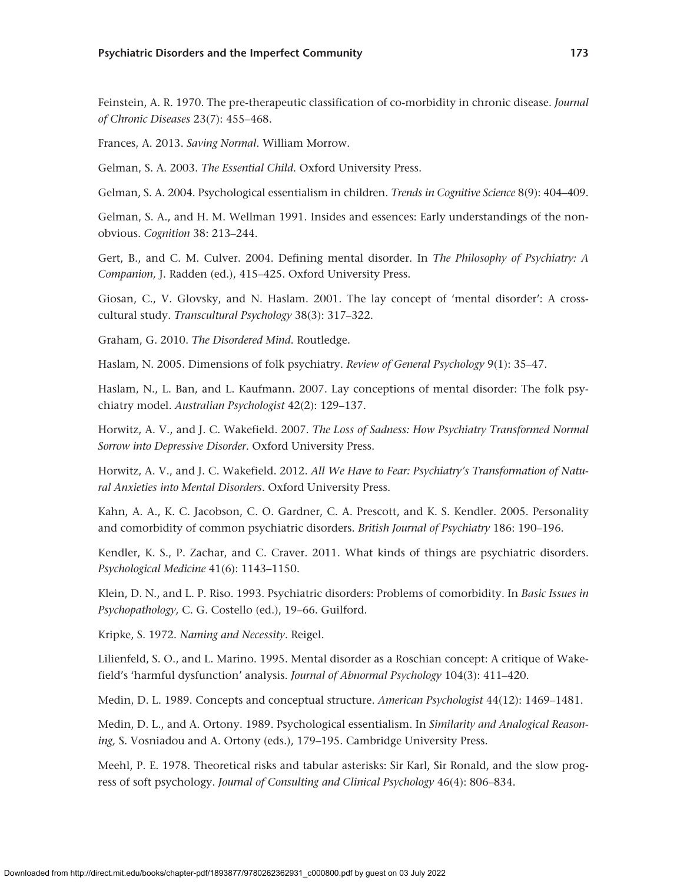Feinstein, A. R. 1970. The pre-therapeutic classification of co-morbidity in chronic disease. *Journal of Chronic Diseases* 23(7): 455–468.

Frances, A. 2013. *Saving Normal*. William Morrow.

Gelman, S. A. 2003. *The Essential Child*. Oxford University Press.

Gelman, S. A. 2004. Psychological essentialism in children. *Trends in Cognitive Science* 8(9): 404–409.

Gelman, S. A., and H. M. Wellman 1991. Insides and essences: Early understandings of the non-obvious. *Cognition* 38: 213–244.

Gert, B., and C. M. Culver. 2004. Defining mental disorder. In *The Philosophy of Psychiatry: A Companion,* J. Radden (ed.), 415–425. Oxford University Press.

Giosan, C., V. Glovsky, and N. Haslam. 2001. The lay concept of 'mental disorder': A cross-cultural study. *Transcultural Psychology* 38(3): 317–322.

Graham, G. 2010. *The Disordered Mind*. Routledge.

Haslam, N. 2005. Dimensions of folk psychiatry. *Review of General Psychology* 9(1): 35–47.

Haslam, N., L. Ban, and L. Kaufmann. 2007. Lay conceptions of mental disorder: The folk psychiatry model. *Australian Psychologist* 42(2): 129–137.

Horwitz, A. V., and J. C. Wakefield. 2007. *The Loss of Sadness: How Psychiatry Transformed Normal Sorrow into Depressive Disorder*. Oxford University Press.

Horwitz, A. V., and J. C. Wakefield. 2012. *All We Have to Fear: Psychiatry's Transformation of Natural Anxieties into Mental Disorders*. Oxford University Press.

Kahn, A. A., K. C. Jacobson, C. O. Gardner, C. A. Prescott, and K. S. Kendler. 2005. Personality and comorbidity of common psychiatric disorders. *British Journal of Psychiatry* 186: 190–196.

Kendler, K. S., P. Zachar, and C. Craver. 2011. What kinds of things are psychiatric disorders. *Psychological Medicine* 41(6): 1143–1150.

Klein, D. N., and L. P. Riso. 1993. Psychiatric disorders: Problems of comorbidity. In *Basic Issues in Psychopathology,* C. G. Costello (ed.), 19–66. Guilford.

Kripke, S. 1972. *Naming and Necessity*. Reigel.

Lilienfeld, S. O., and L. Marino. 1995. Mental disorder as a Roschian concept: A critique of Wakefield's 'harmful dysfunction' analysis. *Journal of Abnormal Psychology* 104(3): 411–420.

Medin, D. L. 1989. Concepts and conceptual structure. *American Psychologist* 44(12): 1469–1481.

Medin, D. L., and A. Ortony. 1989. Psychological essentialism. In *Similarity and Analogical Reasoning,* S. Vosniadou and A. Ortony (eds.), 179–195. Cambridge University Press.

Meehl, P. E. 1978. Theoretical risks and tabular asterisks: Sir Karl, Sir Ronald, and the slow progress of soft psychology. *Journal of Consulting and Clinical Psychology* 46(4): 806–834.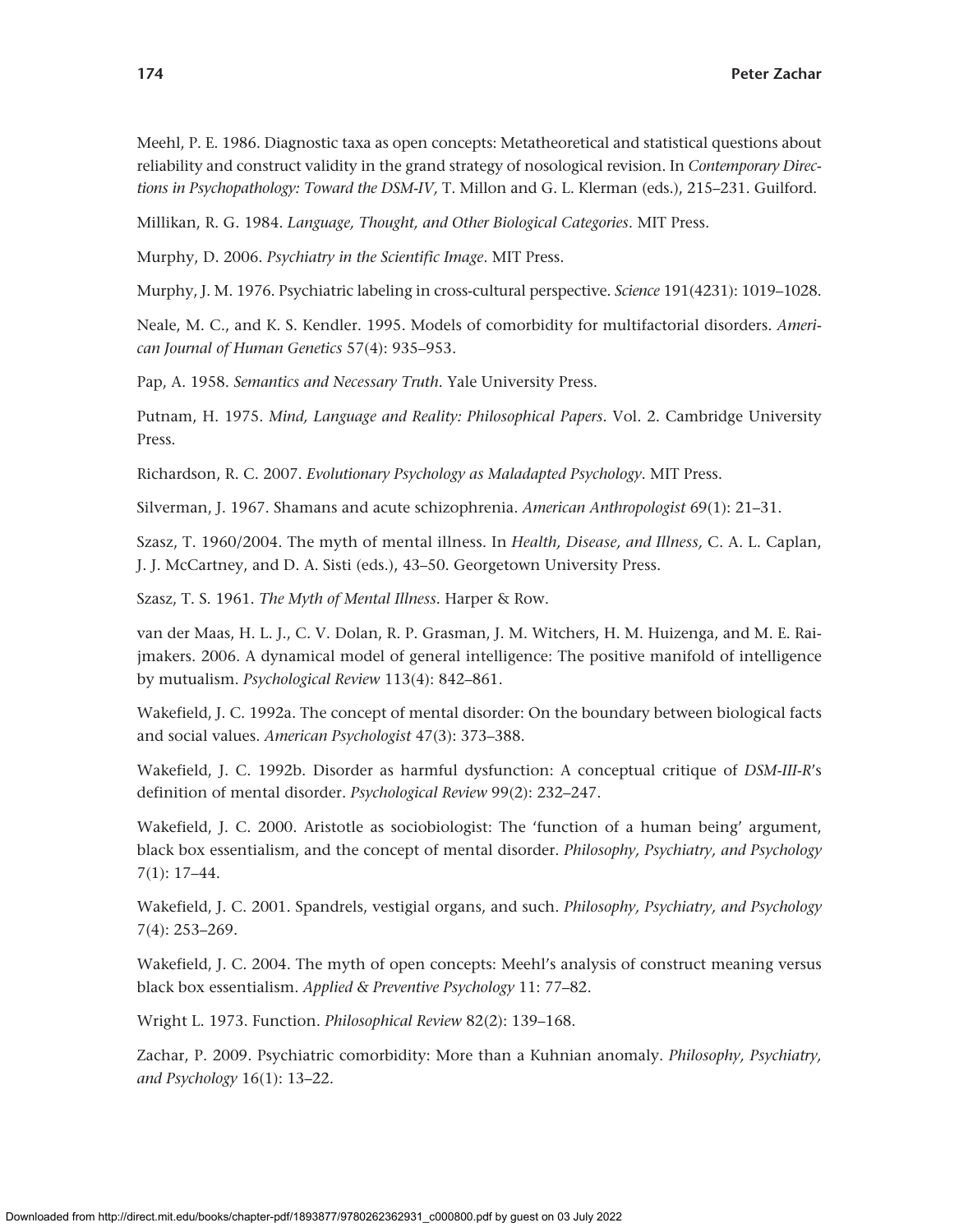Meehl, P. E. 1986. Diagnostic taxa as open concepts: Metatheoretical and statistical questions about reliability and construct validity in the grand strategy of nosological revision. In *Contemporary Directions in Psychopathology: Toward the DSM-IV*, T. Millon and G. L. Klerman (eds.), 215–231. Guilford.

Millikan, R. G. 1984. *Language, Thought, and Other Biological Categories*. MIT Press.

Murphy, D. 2006. *Psychiatry in the Scientific Image*. MIT Press.

Murphy, J. M. 1976. Psychiatric labeling in cross-cultural perspective. *Science* 191(4231): 1019–1028.

Neale, M. C., and K. S. Kendler. 1995. Models of comorbidity for multifactorial disorders. *American Journal of Human Genetics* 57(4): 935–953.

Pap, A. 1958. *Semantics and Necessary Truth*. Yale University Press.

Putnam, H. 1975. *Mind, Language and Reality: Philosophical Papers*. Vol. 2. Cambridge University Press.

Richardson, R. C. 2007. *Evolutionary Psychology as Maladapted Psychology*. MIT Press.

Silverman, J. 1967. Shamans and acute schizophrenia. *American Anthropologist* 69(1): 21–31.

Szasz, T. 1960/2004. The myth of mental illness. In *Health, Disease, and Illness*, C. A. L. Caplan, J. J. McCartney, and D. A. Sisti (eds.), 43–50. Georgetown University Press.

Szasz, T. S. 1961. *The Myth of Mental Illness*. Harper & Row.

van der Maas, H. L. J., C. V. Dolan, R. P. Grasman, J. M. Witchers, H. M. Huizenga, and M. E. Raijmakers. 2006. A dynamical model of general intelligence: The positive manifold of intelligence by mutualism. *Psychological Review* 113(4): 842–861.

Wakefield, J. C. 1992a. The concept of mental disorder: On the boundary between biological facts and social values. *American Psychologist* 47(3): 373–388.

Wakefield, J. C. 1992b. Disorder as harmful dysfunction: A conceptual critique of *DSM-III-R*'s definition of mental disorder. *Psychological Review* 99(2): 232–247.

Wakefield, J. C. 2000. Aristotle as sociobiologist: The 'function of a human being' argument, black box essentialism, and the concept of mental disorder. *Philosophy, Psychiatry, and Psychology* 7(1): 17–44.

Wakefield, J. C. 2001. Spandrels, vestigial organs, and such. *Philosophy, Psychiatry, and Psychology* 7(4): 253–269.

Wakefield, J. C. 2004. The myth of open concepts: Meehl's analysis of construct meaning versus black box essentialism. *Applied & Preventive Psychology* 11: 77–82.

Wright L. 1973. Function. *Philosophical Review* 82(2): 139–168.

Zachar, P. 2009. Psychiatric comorbidity: More than a Kuhnian anomaly. *Philosophy, Psychiatry, and Psychology* 16(1): 13–22.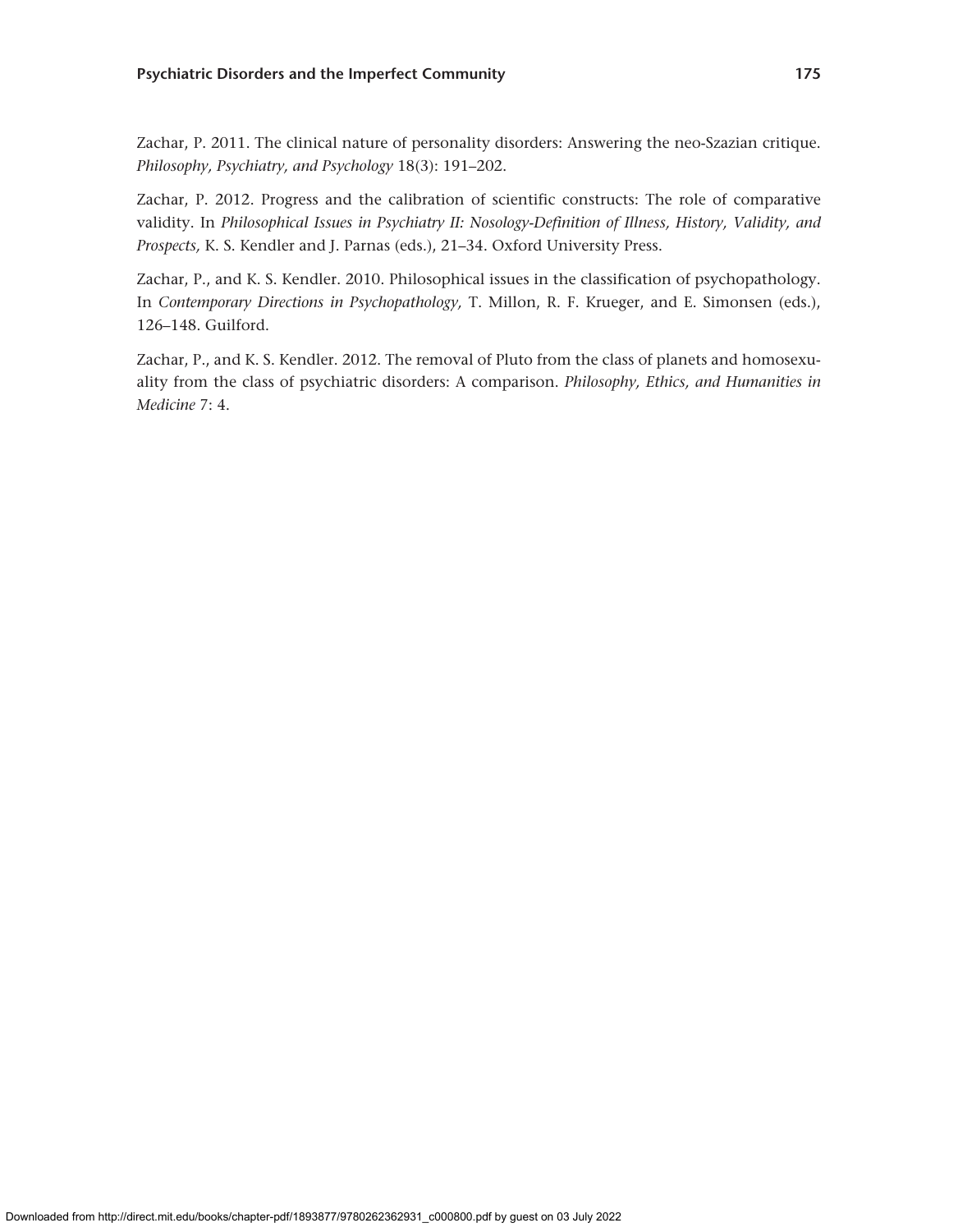Zachar, P. 2011. The clinical nature of personality disorders: Answering the neo-Szazian critique. *Philosophy, Psychiatry, and Psychology* 18(3): 191–202.

Zachar, P. 2012. Progress and the calibration of scientific constructs: The role of comparative validity. In *Philosophical Issues in Psychiatry II: Nosology-Definition of Illness, History, Validity, and Prospects,* K. S. Kendler and J. Parnas (eds.), 21–34. Oxford University Press.

Zachar, P., and K. S. Kendler. 2010. Philosophical issues in the classification of psychopathology. In *Contemporary Directions in Psychopathology,* T. Millon, R. F. Krueger, and E. Simonsen (eds.), 126–148. Guilford.

Zachar, P., and K. S. Kendler. 2012. The removal of Pluto from the class of planets and homosexuality from the class of psychiatric disorders: A comparison. *Philosophy, Ethics, and Humanities in Medicine* 7: 4.